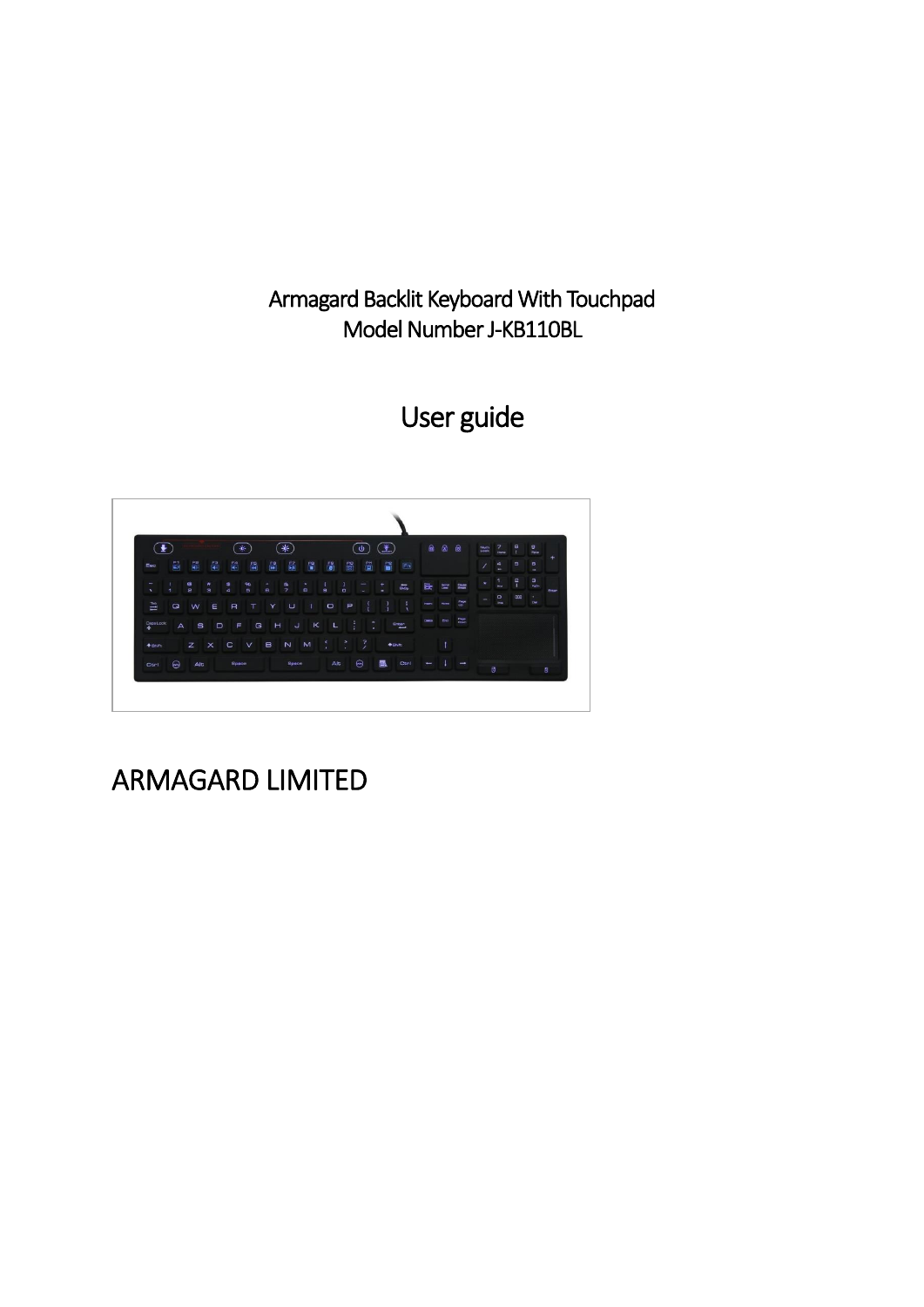Armagard Backlit Keyboard With Touchpad
Model Number J-KB110BL

# User guide

# ARMAGARD LIMITED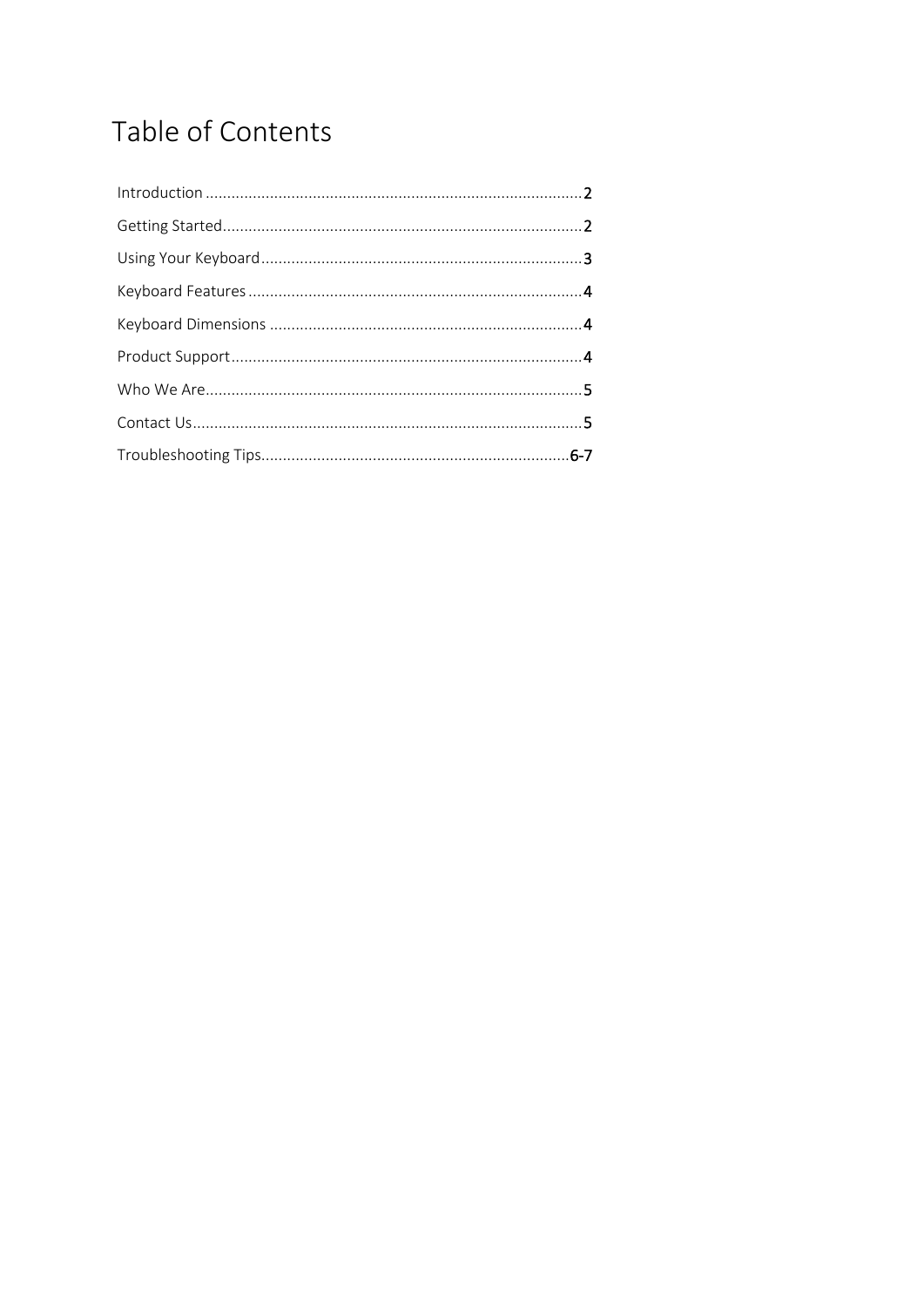# Table of Contents

Introduction ........................................................................................ 2

Getting Started.................................................................................... 2

Using Your Keyboard........................................................................... 3

Keyboard Features .............................................................................. 4

Keyboard Dimensions ......................................................................... 4

Product Support.................................................................................. 4

Who We Are........................................................................................ 5

Contact Us........................................................................................... 5

Troubleshooting Tips........................................................................ 6-7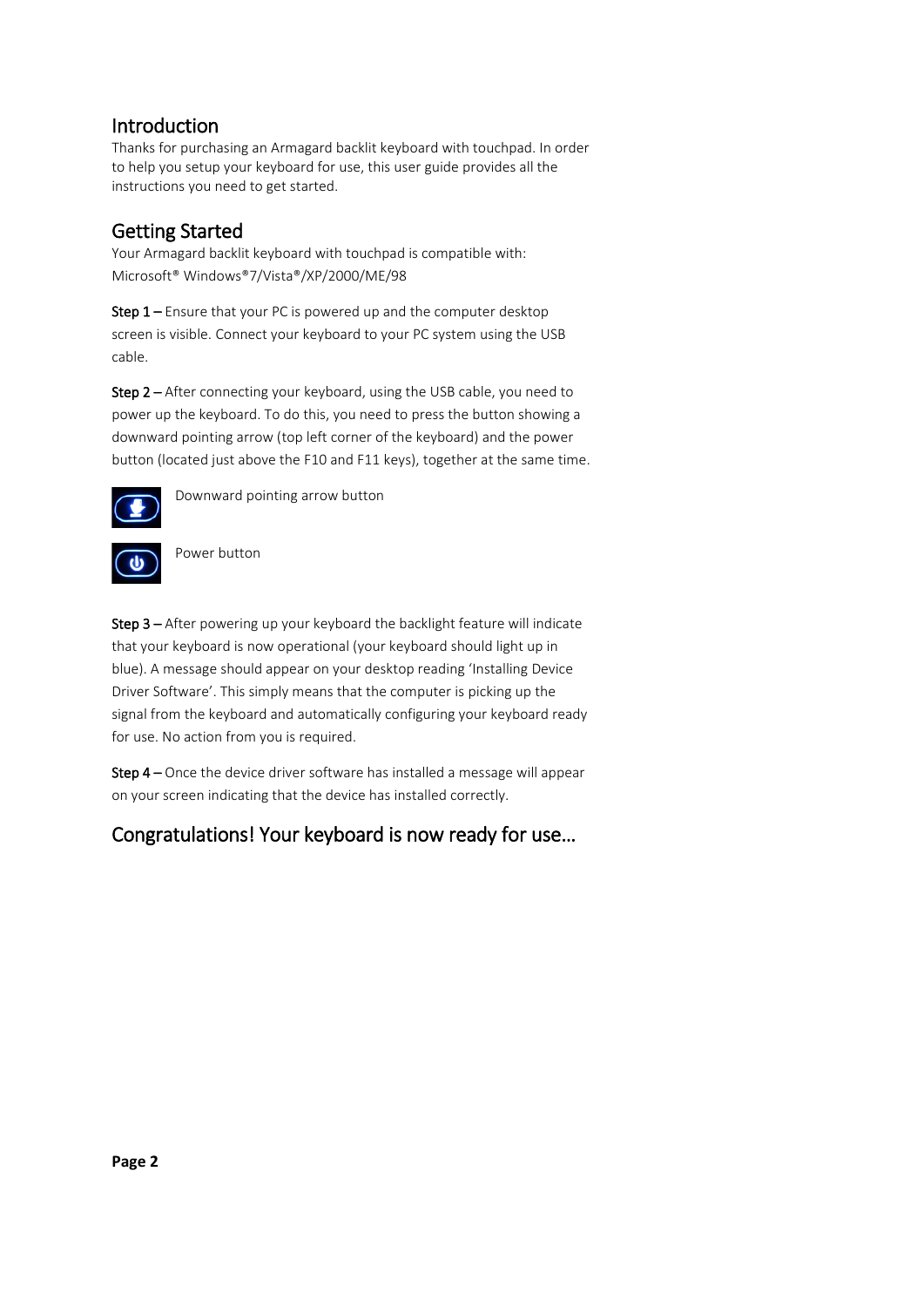## Introduction

Thanks for purchasing an Armagard backlit keyboard with touchpad. In order to help you setup your keyboard for use, this user guide provides all the instructions you need to get started.

## Getting Started

Your Armagard backlit keyboard with touchpad is compatible with: Microsoft® Windows®7/Vista®/XP/2000/ME/98

**Step 1 –** Ensure that your PC is powered up and the computer desktop screen is visible. Connect your keyboard to your PC system using the USB cable.

**Step 2 –** After connecting your keyboard, using the USB cable, you need to power up the keyboard. To do this, you need to press the button showing a downward pointing arrow (top left corner of the keyboard) and the power button (located just above the F10 and F11 keys), together at the same time.

Downward pointing arrow button

Power button

**Step 3 –** After powering up your keyboard the backlight feature will indicate that your keyboard is now operational (your keyboard should light up in blue). A message should appear on your desktop reading 'Installing Device Driver Software'. This simply means that the computer is picking up the signal from the keyboard and automatically configuring your keyboard ready for use. No action from you is required.

**Step 4 –** Once the device driver software has installed a message will appear on your screen indicating that the device has installed correctly.

## Congratulations! Your keyboard is now ready for use…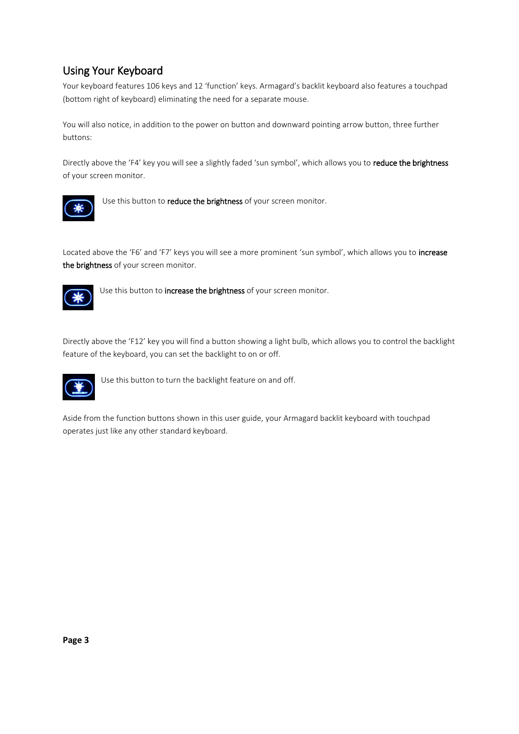## Using Your Keyboard

Your keyboard features 106 keys and 12 'function' keys. Armagard's backlit keyboard also features a touchpad (bottom right of keyboard) eliminating the need for a separate mouse.

You will also notice, in addition to the power on button and downward pointing arrow button, three further buttons:

Directly above the 'F4' key you will see a slightly faded 'sun symbol', which allows you to **reduce the brightness** of your screen monitor.

Use this button to **reduce the brightness** of your screen monitor.

Located above the 'F6' and 'F7' keys you will see a more prominent 'sun symbol', which allows you to **increase the brightness** of your screen monitor.

Use this button to **increase the brightness** of your screen monitor.

Directly above the 'F12' key you will find a button showing a light bulb, which allows you to control the backlight feature of the keyboard, you can set the backlight to on or off.

Use this button to turn the backlight feature on and off.

Aside from the function buttons shown in this user guide, your Armagard backlit keyboard with touchpad operates just like any other standard keyboard.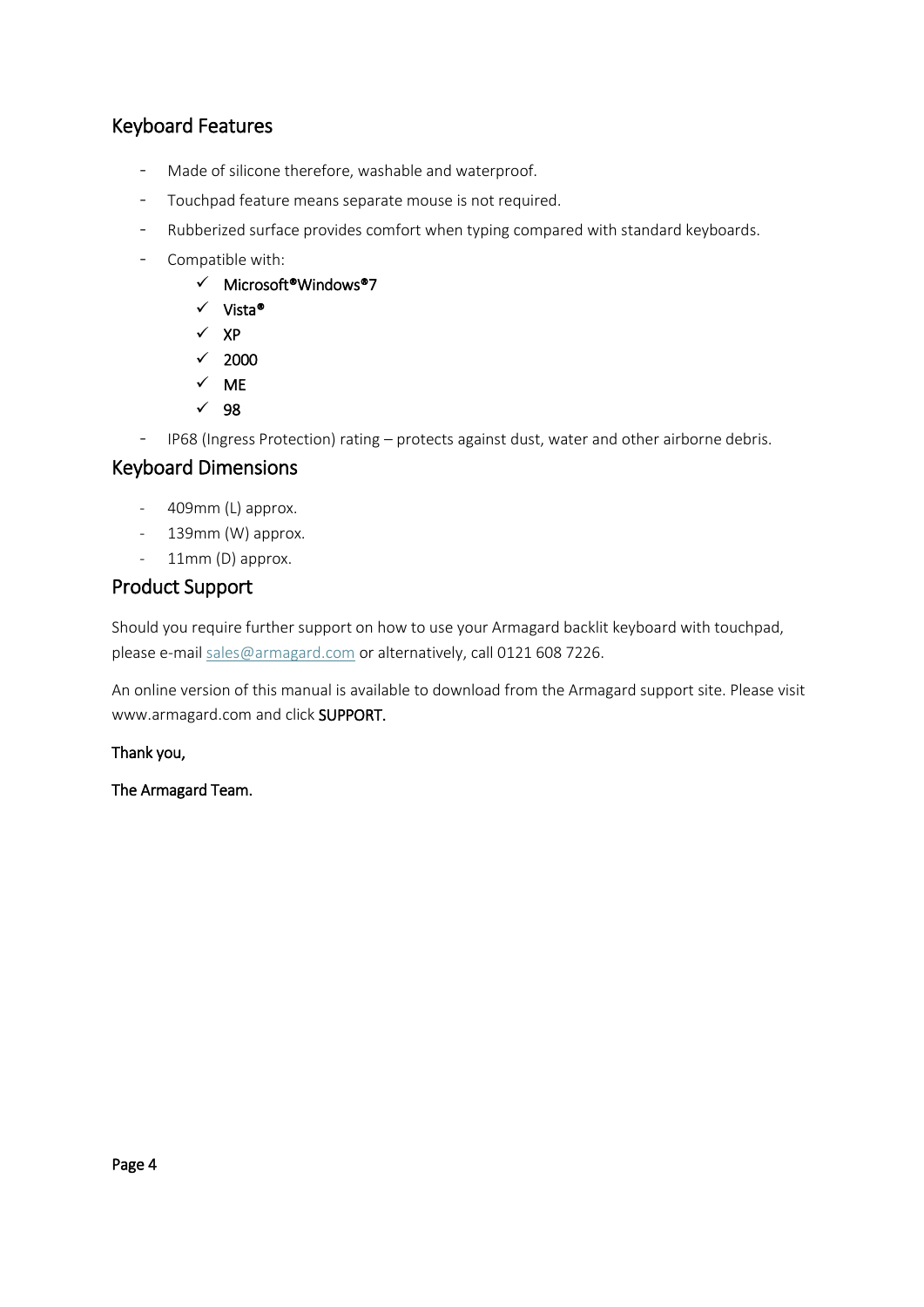## Keyboard Features

- Made of silicone therefore, washable and waterproof.
- Touchpad feature means separate mouse is not required.
- Rubberized surface provides comfort when typing compared with standard keyboards.
- Compatible with:
    - ✓ Microsoft®Windows®7
    - ✓ Vista®
    - ✓ XP
    - ✓ 2000
    - ✓ ME
    - ✓ 98
- IP68 (Ingress Protection) rating – protects against dust, water and other airborne debris.

## Keyboard Dimensions

- 409mm (L) approx.
- 139mm (W) approx.
- 11mm (D) approx.

## Product Support

Should you require further support on how to use your Armagard backlit keyboard with touchpad, please e-mail sales@armagard.com or alternatively, call 0121 608 7226.

An online version of this manual is available to download from the Armagard support site. Please visit www.armagard.com and click **SUPPORT.**

**Thank you,**

**The Armagard Team.**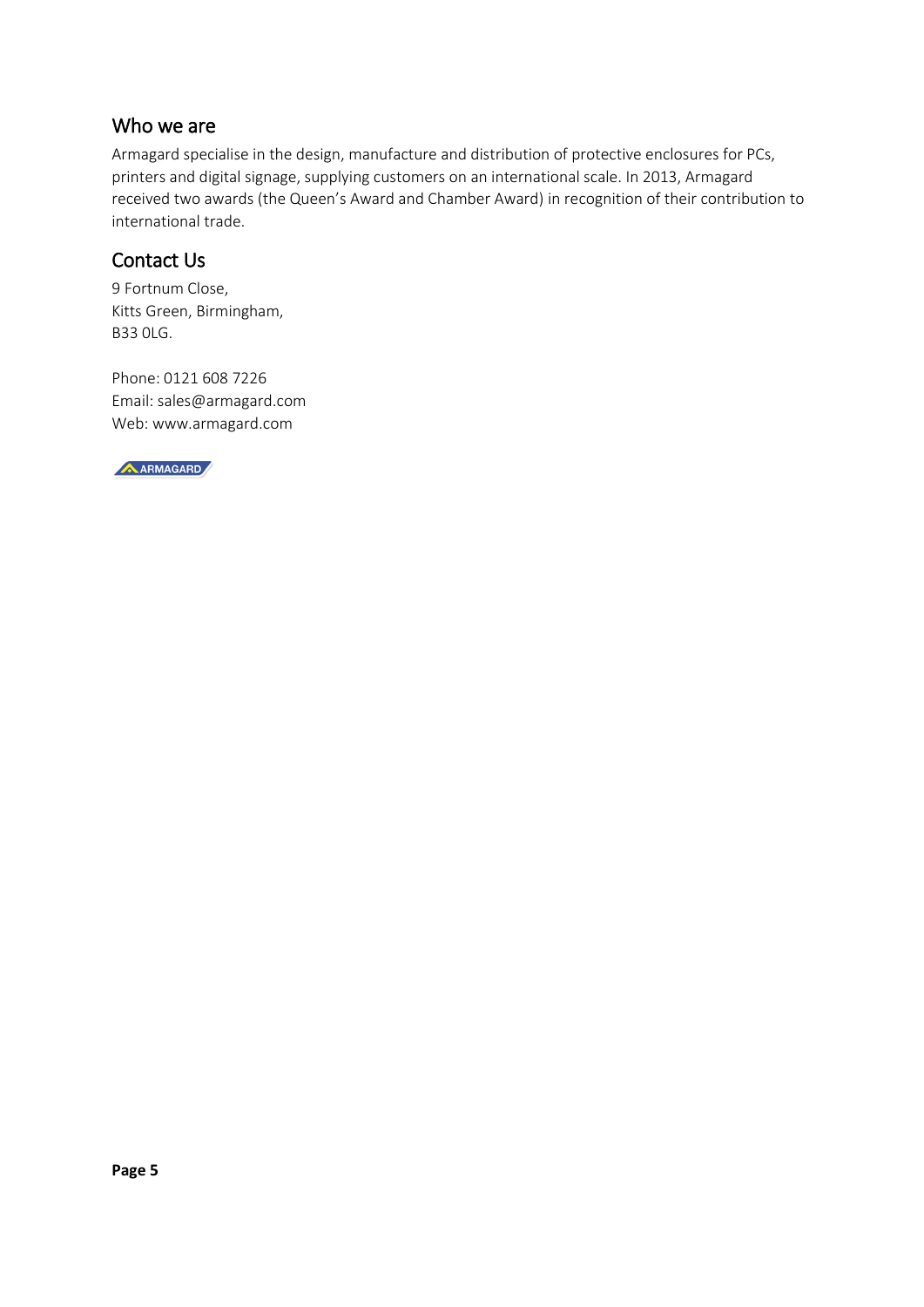## Who we are

Armagard specialise in the design, manufacture and distribution of protective enclosures for PCs, printers and digital signage, supplying customers on an international scale. In 2013, Armagard received two awards (the Queen's Award and Chamber Award) in recognition of their contribution to international trade.

## Contact Us

9 Fortnum Close,
Kitts Green, Birmingham,
B33 0LG.

Phone: 0121 608 7226
Email: sales@armagard.com
Web: www.armagard.com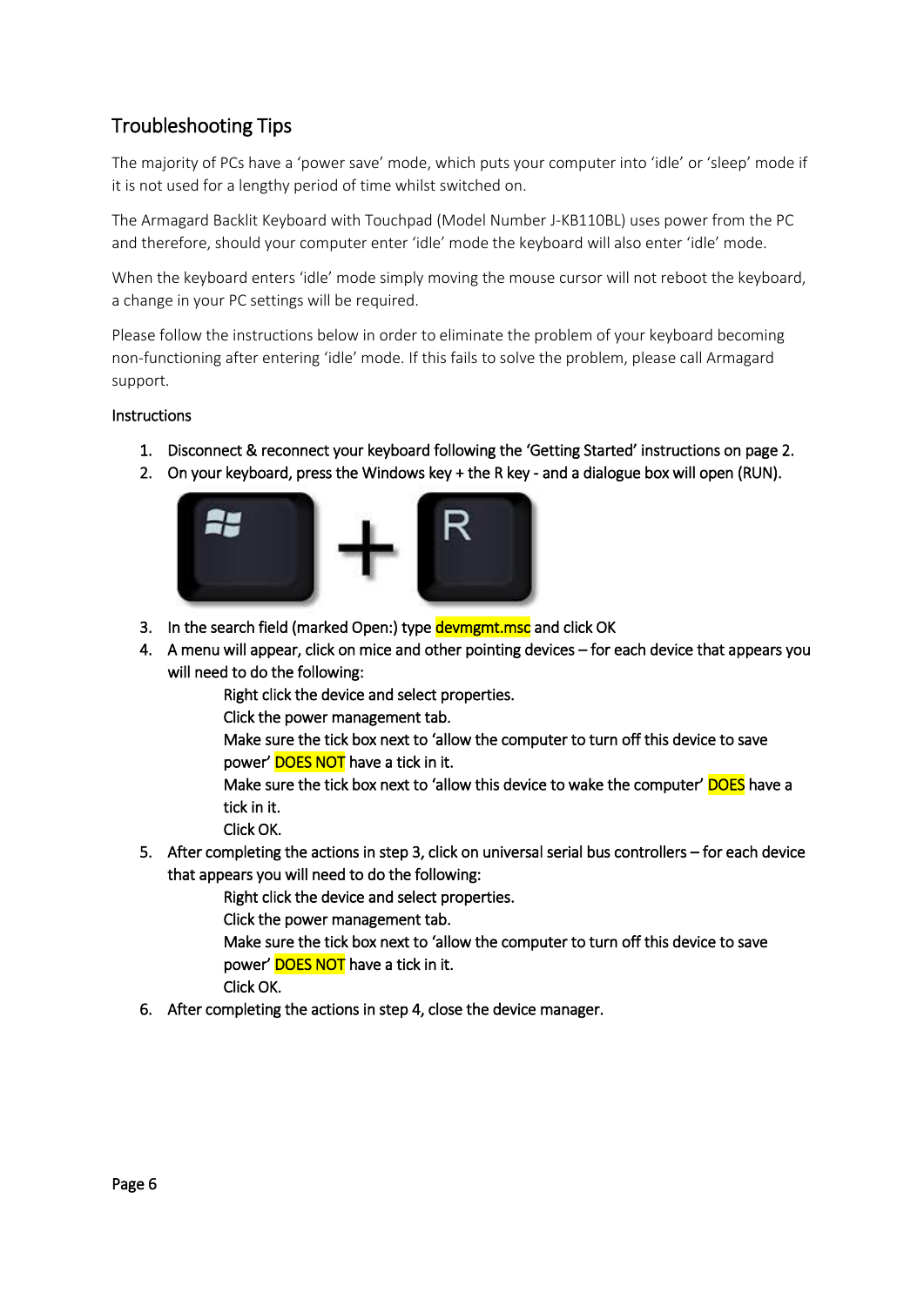## Troubleshooting Tips

The majority of PCs have a 'power save' mode, which puts your computer into 'idle' or 'sleep' mode if it is not used for a lengthy period of time whilst switched on.

The Armagard Backlit Keyboard with Touchpad (Model Number J-KB110BL) uses power from the PC and therefore, should your computer enter 'idle' mode the keyboard will also enter 'idle' mode.

When the keyboard enters 'idle' mode simply moving the mouse cursor will not reboot the keyboard, a change in your PC settings will be required.

Please follow the instructions below in order to eliminate the problem of your keyboard becoming non-functioning after entering 'idle' mode. If this fails to solve the problem, please call Armagard support.

### Instructions

1. Disconnect & reconnect your keyboard following the 'Getting Started' instructions on page 2.
2. On your keyboard, press the Windows key + the R key - and a dialogue box will open (RUN).
3. In the search field (marked Open:) type devmgmt.msc and click OK
4. A menu will appear, click on mice and other pointing devices – for each device that appears you will need to do the following:

   Right click the device and select properties.
   Click the power management tab.
   Make sure the tick box next to 'allow the computer to turn off this device to save power' DOES NOT have a tick in it.
   Make sure the tick box next to 'allow this device to wake the computer' DOES have a tick in it.
   Click OK.
5. After completing the actions in step 3, click on universal serial bus controllers – for each device that appears you will need to do the following:

   Right click the device and select properties.
   Click the power management tab.
   Make sure the tick box next to 'allow the computer to turn off this device to save power' DOES NOT have a tick in it.
   Click OK.
6. After completing the actions in step 4, close the device manager.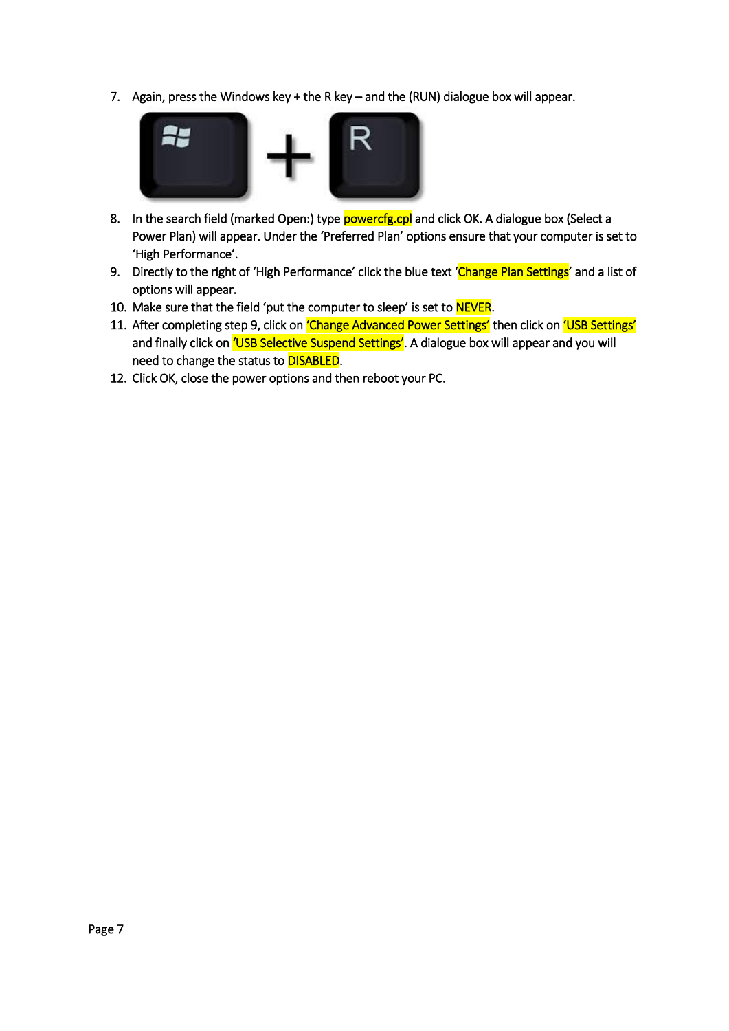7. Again, press the Windows key + the R key – and the (RUN) dialogue box will appear.

8. In the search field (marked Open:) type powercfg.cpl and click OK. A dialogue box (Select a Power Plan) will appear. Under the 'Preferred Plan' options ensure that your computer is set to 'High Performance'.
9. Directly to the right of 'High Performance' click the blue text 'Change Plan Settings' and a list of options will appear.
10. Make sure that the field 'put the computer to sleep' is set to NEVER.
11. After completing step 9, click on 'Change Advanced Power Settings' then click on 'USB Settings' and finally click on 'USB Selective Suspend Settings'. A dialogue box will appear and you will need to change the status to DISABLED.
12. Click OK, close the power options and then reboot your PC.